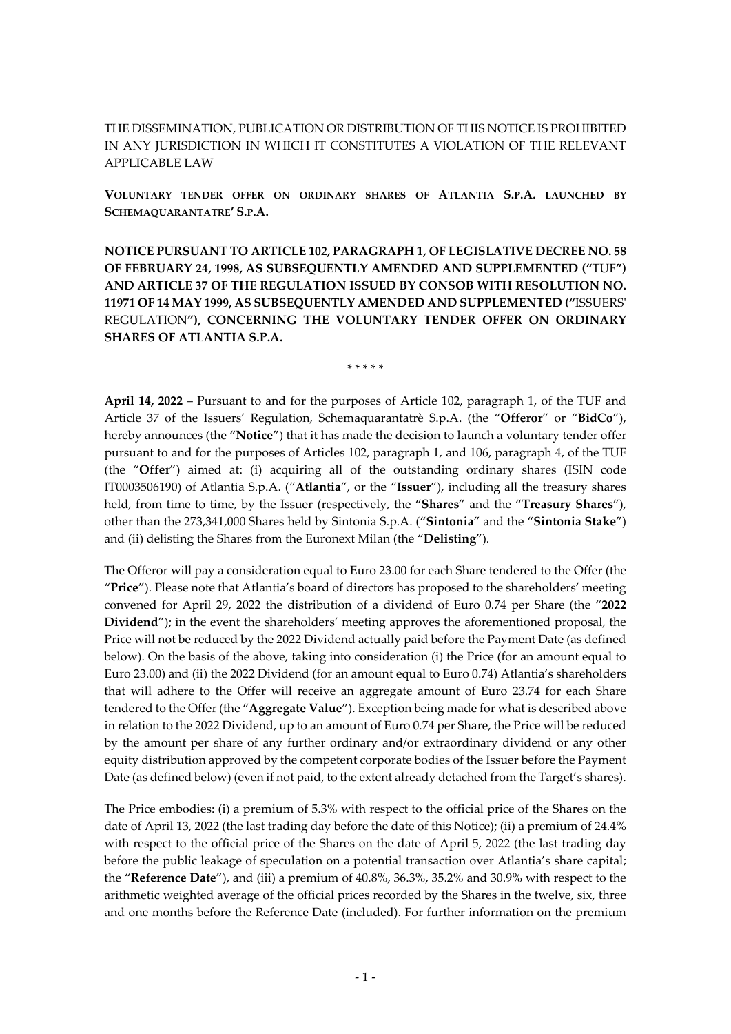THE DISSEMINATION, PUBLICATION OR DISTRIBUTION OF THIS NOTICE IS PROHIBITED IN ANY JURISDICTION IN WHICH IT CONSTITUTES A VIOLATION OF THE RELEVANT APPLICABLE LAW

**VOLUNTARY TENDER OFFER ON ORDINARY SHARES OF ATLANTIA S.P.A. LAUNCHED BY SCHEMAQUARANTATRE' S.P.A.**

**NOTICE PURSUANT TO ARTICLE 102, PARAGRAPH 1, OF LEGISLATIVE DECREE NO. 58 OF FEBRUARY 24, 1998, AS SUBSEQUENTLY AMENDED AND SUPPLEMENTED ("**TUF**") AND ARTICLE 37 OF THE REGULATION ISSUED BY CONSOB WITH RESOLUTION NO. 11971 OF 14 MAY 1999, AS SUBSEQUENTLY AMENDED AND SUPPLEMENTED ("**ISSUERS' REGULATION**"), CONCERNING THE VOLUNTARY TENDER OFFER ON ORDINARY SHARES OF ATLANTIA S.P.A.**

\* \* \* \* \*

**April 14, 2022** – Pursuant to and for the purposes of Article 102, paragraph 1, of the TUF and Article 37 of the Issuers' Regulation, Schemaquarantatrè S.p.A. (the "**Offeror**" or "**BidCo**"), hereby announces (the "**Notice**") that it has made the decision to launch a voluntary tender offer pursuant to and for the purposes of Articles 102, paragraph 1, and 106, paragraph 4, of the TUF (the "**Offer**") aimed at: (i) acquiring all of the outstanding ordinary shares (ISIN code IT0003506190) of Atlantia S.p.A. ("**Atlantia**", or the "**Issuer**"), including all the treasury shares held, from time to time, by the Issuer (respectively, the "**Shares**" and the "**Treasury Shares**"), other than the 273,341,000 Shares held by Sintonia S.p.A. ("**Sintonia**" and the "**Sintonia Stake**") and (ii) delisting the Shares from the Euronext Milan (the "**Delisting**").

The Offeror will pay a consideration equal to Euro 23.00 for each Share tendered to the Offer (the "**Price**"). Please note that Atlantia's board of directors has proposed to the shareholders' meeting convened for April 29, 2022 the distribution of a dividend of Euro 0.74 per Share (the "**2022 Dividend**"); in the event the shareholders' meeting approves the aforementioned proposal, the Price will not be reduced by the 2022 Dividend actually paid before the Payment Date (as defined below). On the basis of the above, taking into consideration (i) the Price (for an amount equal to Euro 23.00) and (ii) the 2022 Dividend (for an amount equal to Euro 0.74) Atlantia's shareholders that will adhere to the Offer will receive an aggregate amount of Euro 23.74 for each Share tendered to the Offer (the "**Aggregate Value**"). Exception being made for what is described above in relation to the 2022 Dividend, up to an amount of Euro 0.74 per Share, the Price will be reduced by the amount per share of any further ordinary and/or extraordinary dividend or any other equity distribution approved by the competent corporate bodies of the Issuer before the Payment Date (as defined below) (even if not paid, to the extent already detached from the Target's shares).

The Price embodies: (i) a premium of 5.3% with respect to the official price of the Shares on the date of April 13, 2022 (the last trading day before the date of this Notice); (ii) a premium of 24.4% with respect to the official price of the Shares on the date of April 5, 2022 (the last trading day before the public leakage of speculation on a potential transaction over Atlantia's share capital; the "**Reference Date**"), and (iii) a premium of 40.8%, 36.3%, 35.2% and 30.9% with respect to the arithmetic weighted average of the official prices recorded by the Shares in the twelve, six, three and one months before the Reference Date (included). For further information on the premium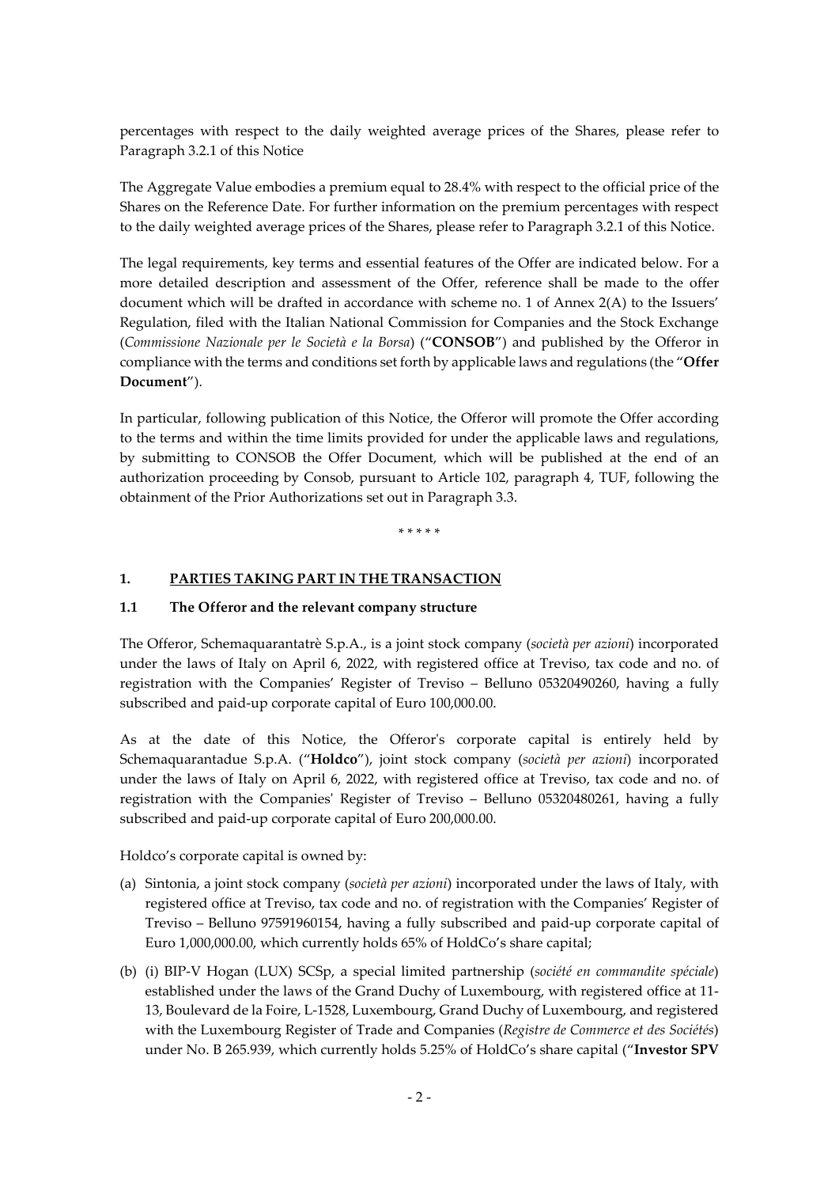percentages with respect to the daily weighted average prices of the Shares, please refer to Paragraph 3.2.1 of this Notice

The Aggregate Value embodies a premium equal to 28.4% with respect to the official price of the Shares on the Reference Date. For further information on the premium percentages with respect to the daily weighted average prices of the Shares, please refer to Paragraph 3.2.1 of this Notice.

The legal requirements, key terms and essential features of the Offer are indicated below. For a more detailed description and assessment of the Offer, reference shall be made to the offer document which will be drafted in accordance with scheme no. 1 of Annex 2(A) to the Issuers' Regulation, filed with the Italian National Commission for Companies and the Stock Exchange (*Commissione Nazionale per le Società e la Borsa*) ("**CONSOB**") and published by the Offeror in compliance with the terms and conditions set forth by applicable laws and regulations (the "**Offer Document**").

In particular, following publication of this Notice, the Offeror will promote the Offer according to the terms and within the time limits provided for under the applicable laws and regulations, by submitting to CONSOB the Offer Document, which will be published at the end of an authorization proceeding by Consob, pursuant to Article 102, paragraph 4, TUF, following the obtainment of the Prior Authorizations set out in Paragraph 3.3.

\* \* \* \* \*

## 1. PARTIES TAKING PART IN THE TRANSACTION

### 1.1 The Offeror and the relevant company structure

The Offeror, Schemaquarantatrè S.p.A., is a joint stock company (*società per azioni*) incorporated under the laws of Italy on April 6, 2022, with registered office at Treviso, tax code and no. of registration with the Companies' Register of Treviso – Belluno 05320490260, having a fully subscribed and paid-up corporate capital of Euro 100,000.00.

As at the date of this Notice, the Offeror's corporate capital is entirely held by Schemaquarantadue S.p.A. ("**Holdco**"), joint stock company (*società per azioni*) incorporated under the laws of Italy on April 6, 2022, with registered office at Treviso, tax code and no. of registration with the Companies' Register of Treviso – Belluno 05320480261, having a fully subscribed and paid-up corporate capital of Euro 200,000.00.

Holdco's corporate capital is owned by:

(a) Sintonia, a joint stock company (*società per azioni*) incorporated under the laws of Italy, with registered office at Treviso, tax code and no. of registration with the Companies' Register of Treviso – Belluno 97591960154, having a fully subscribed and paid-up corporate capital of Euro 1,000,000.00, which currently holds 65% of HoldCo's share capital;

(b) (i) BIP-V Hogan (LUX) SCSp, a special limited partnership (*société en commandite spéciale*) established under the laws of the Grand Duchy of Luxembourg, with registered office at 11-13, Boulevard de la Foire, L-1528, Luxembourg, Grand Duchy of Luxembourg, and registered with the Luxembourg Register of Trade and Companies (*Registre de Commerce et des Sociétés*) under No. B 265.939, which currently holds 5.25% of HoldCo's share capital ("**Investor SPV**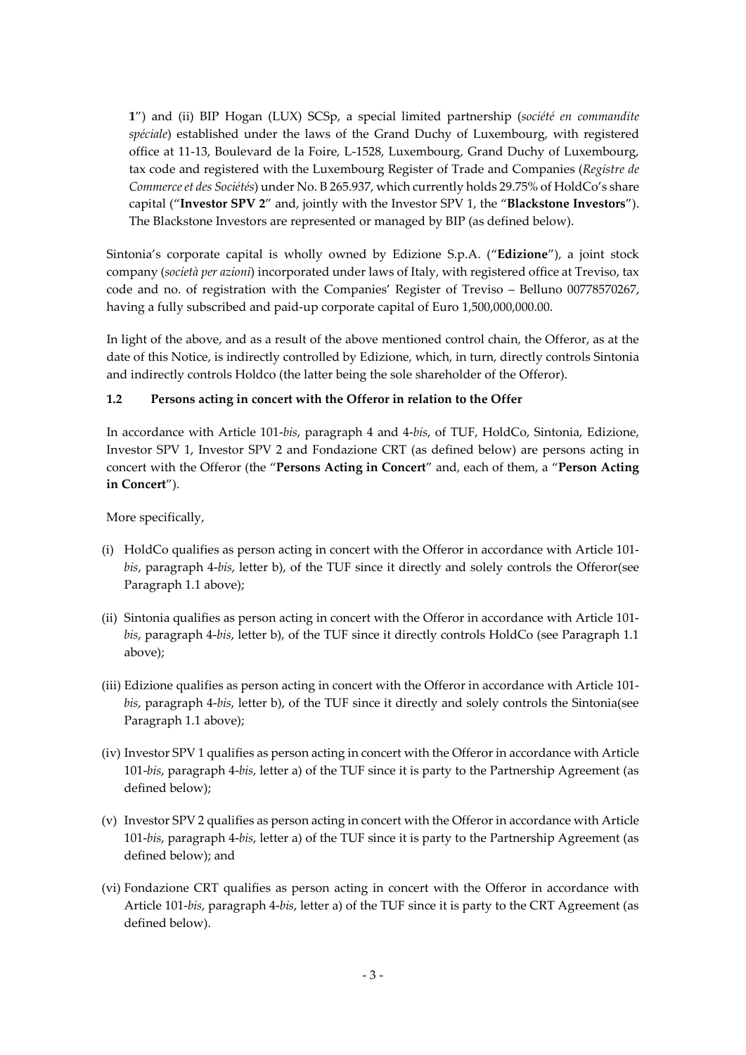1") and (ii) BIP Hogan (LUX) SCSp, a special limited partnership (*société en commandite spéciale*) established under the laws of the Grand Duchy of Luxembourg, with registered office at 11-13, Boulevard de la Foire, L-1528, Luxembourg, Grand Duchy of Luxembourg, tax code and registered with the Luxembourg Register of Trade and Companies (*Registre de Commerce et des Sociétés*) under No. B 265.937, which currently holds 29.75% of HoldCo's share capital ("**Investor SPV 2**" and, jointly with the Investor SPV 1, the "**Blackstone Investors**"). The Blackstone Investors are represented or managed by BIP (as defined below).

Sintonia's corporate capital is wholly owned by Edizione S.p.A. ("**Edizione**"), a joint stock company (*società per azioni*) incorporated under laws of Italy, with registered office at Treviso, tax code and no. of registration with the Companies' Register of Treviso – Belluno 00778570267, having a fully subscribed and paid-up corporate capital of Euro 1,500,000,000.00.

In light of the above, and as a result of the above mentioned control chain, the Offeror, as at the date of this Notice, is indirectly controlled by Edizione, which, in turn, directly controls Sintonia and indirectly controls Holdco (the latter being the sole shareholder of the Offeror).

### 1.2 Persons acting in concert with the Offeror in relation to the Offer

In accordance with Article 101-*bis*, paragraph 4 and 4-*bis*, of TUF, HoldCo, Sintonia, Edizione, Investor SPV 1, Investor SPV 2 and Fondazione CRT (as defined below) are persons acting in concert with the Offeror (the "**Persons Acting in Concert**" and, each of them, a "**Person Acting in Concert**").

More specifically,

(i) HoldCo qualifies as person acting in concert with the Offeror in accordance with Article 101-*bis*, paragraph 4-*bis*, letter b), of the TUF since it directly and solely controls the Offeror(see Paragraph 1.1 above);

(ii) Sintonia qualifies as person acting in concert with the Offeror in accordance with Article 101-*bis*, paragraph 4-*bis*, letter b), of the TUF since it directly controls HoldCo (see Paragraph 1.1 above);

(iii) Edizione qualifies as person acting in concert with the Offeror in accordance with Article 101-*bis*, paragraph 4-*bis*, letter b), of the TUF since it directly and solely controls the Sintonia(see Paragraph 1.1 above);

(iv) Investor SPV 1 qualifies as person acting in concert with the Offeror in accordance with Article 101-*bis*, paragraph 4-*bis*, letter a) of the TUF since it is party to the Partnership Agreement (as defined below);

(v) Investor SPV 2 qualifies as person acting in concert with the Offeror in accordance with Article 101-*bis*, paragraph 4-*bis*, letter a) of the TUF since it is party to the Partnership Agreement (as defined below); and

(vi) Fondazione CRT qualifies as person acting in concert with the Offeror in accordance with Article 101-*bis*, paragraph 4-*bis*, letter a) of the TUF since it is party to the CRT Agreement (as defined below).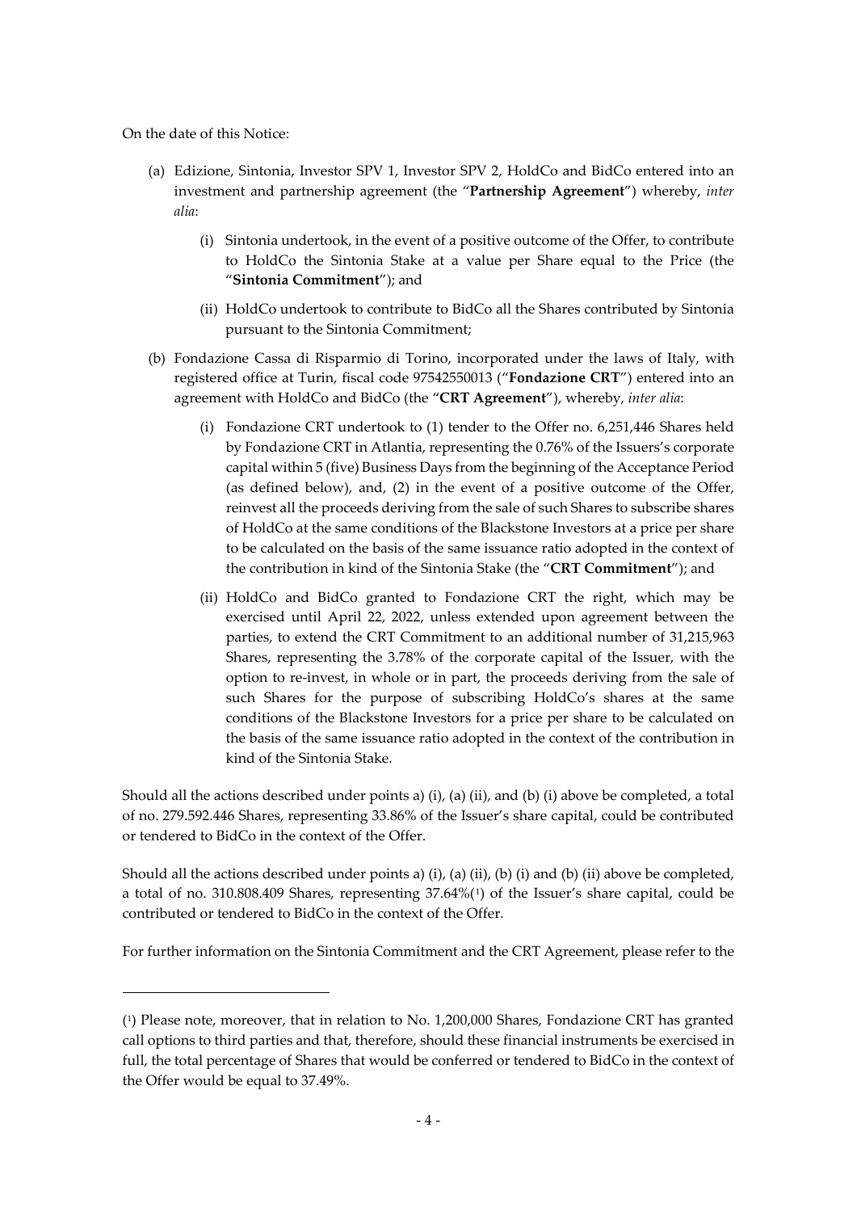On the date of this Notice:

(a) Edizione, Sintonia, Investor SPV 1, Investor SPV 2, HoldCo and BidCo entered into an investment and partnership agreement (the "**Partnership Agreement**") whereby, *inter alia*:

   (i) Sintonia undertook, in the event of a positive outcome of the Offer, to contribute to HoldCo the Sintonia Stake at a value per Share equal to the Price (the "**Sintonia Commitment**"); and

   (ii) HoldCo undertook to contribute to BidCo all the Shares contributed by Sintonia pursuant to the Sintonia Commitment;

(b) Fondazione Cassa di Risparmio di Torino, incorporated under the laws of Italy, with registered office at Turin, fiscal code 97542550013 ("**Fondazione CRT**") entered into an agreement with HoldCo and BidCo (the "**CRT Agreement**"), whereby, *inter alia*:

   (i) Fondazione CRT undertook to (1) tender to the Offer no. 6,251,446 Shares held by Fondazione CRT in Atlantia, representing the 0.76% of the Issuers's corporate capital within 5 (five) Business Days from the beginning of the Acceptance Period (as defined below), and, (2) in the event of a positive outcome of the Offer, reinvest all the proceeds deriving from the sale of such Shares to subscribe shares of HoldCo at the same conditions of the Blackstone Investors at a price per share to be calculated on the basis of the same issuance ratio adopted in the context of the contribution in kind of the Sintonia Stake (the "**CRT Commitment**"); and

   (ii) HoldCo and BidCo granted to Fondazione CRT the right, which may be exercised until April 22, 2022, unless extended upon agreement between the parties, to extend the CRT Commitment to an additional number of 31,215,963 Shares, representing the 3.78% of the corporate capital of the Issuer, with the option to re-invest, in whole or in part, the proceeds deriving from the sale of such Shares for the purpose of subscribing HoldCo's shares at the same conditions of the Blackstone Investors for a price per share to be calculated on the basis of the same issuance ratio adopted in the context of the contribution in kind of the Sintonia Stake.

Should all the actions described under points a) (i), (a) (ii), and (b) (i) above be completed, a total of no. 279.592.446 Shares, representing 33.86% of the Issuer's share capital, could be contributed or tendered to BidCo in the context of the Offer.

Should all the actions described under points a) (i), (a) (ii), (b) (i) and (b) (ii) above be completed, a total of no. 310.808.409 Shares, representing 37.64%[1] of the Issuer's share capital, could be contributed or tendered to BidCo in the context of the Offer.

For further information on the Sintonia Commitment and the CRT Agreement, please refer to the

---

[1] Please note, moreover, that in relation to No. 1,200,000 Shares, Fondazione CRT has granted call options to third parties and that, therefore, should these financial instruments be exercised in full, the total percentage of Shares that would be conferred or tendered to BidCo in the context of the Offer would be equal to 37.49%.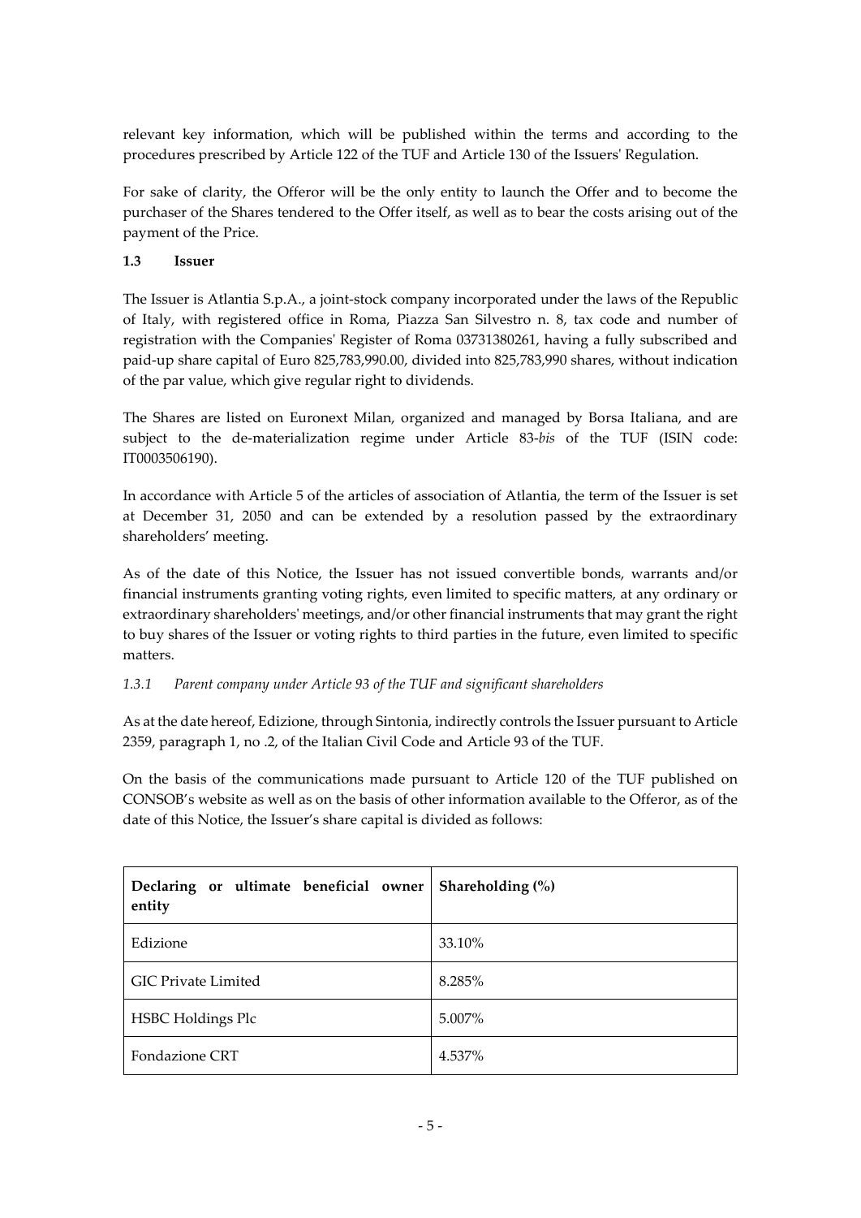relevant key information, which will be published within the terms and according to the procedures prescribed by Article 122 of the TUF and Article 130 of the Issuers' Regulation.

For sake of clarity, the Offeror will be the only entity to launch the Offer and to become the purchaser of the Shares tendered to the Offer itself, as well as to bear the costs arising out of the payment of the Price.

### 1.3 Issuer

The Issuer is Atlantia S.p.A., a joint-stock company incorporated under the laws of the Republic of Italy, with registered office in Roma, Piazza San Silvestro n. 8, tax code and number of registration with the Companies' Register of Roma 03731380261, having a fully subscribed and paid-up share capital of Euro 825,783,990.00, divided into 825,783,990 shares, without indication of the par value, which give regular right to dividends.

The Shares are listed on Euronext Milan, organized and managed by Borsa Italiana, and are subject to the de-materialization regime under Article 83-*bis* of the TUF (ISIN code: IT0003506190).

In accordance with Article 5 of the articles of association of Atlantia, the term of the Issuer is set at December 31, 2050 and can be extended by a resolution passed by the extraordinary shareholders' meeting.

As of the date of this Notice, the Issuer has not issued convertible bonds, warrants and/or financial instruments granting voting rights, even limited to specific matters, at any ordinary or extraordinary shareholders' meetings, and/or other financial instruments that may grant the right to buy shares of the Issuer or voting rights to third parties in the future, even limited to specific matters.

#### *1.3.1 Parent company under Article 93 of the TUF and significant shareholders*

As at the date hereof, Edizione, through Sintonia, indirectly controls the Issuer pursuant to Article 2359, paragraph 1, no .2, of the Italian Civil Code and Article 93 of the TUF.

On the basis of the communications made pursuant to Article 120 of the TUF published on CONSOB's website as well as on the basis of other information available to the Offeror, as of the date of this Notice, the Issuer's share capital is divided as follows:

| Declaring or ultimate beneficial owner entity | Shareholding (%) |
|---|---|
| Edizione | 33.10% |
| GIC Private Limited | 8.285% |
| HSBC Holdings Plc | 5.007% |
| Fondazione CRT | 4.537% |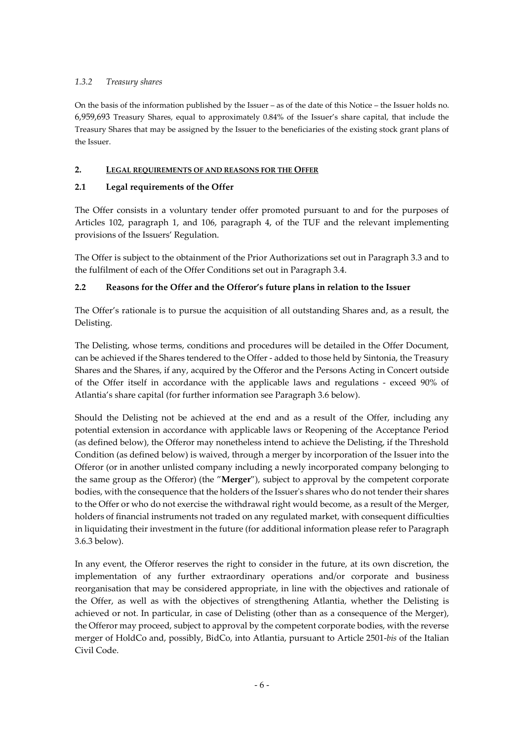#### *1.3.2 Treasury shares*

On the basis of the information published by the Issuer – as of the date of this Notice – the Issuer holds no. 6,959,693 Treasury Shares, equal to approximately 0.84% of the Issuer's share capital, that include the Treasury Shares that may be assigned by the Issuer to the beneficiaries of the existing stock grant plans of the Issuer.

## 2. LEGAL REQUIREMENTS OF AND REASONS FOR THE OFFER

### 2.1 Legal requirements of the Offer

The Offer consists in a voluntary tender offer promoted pursuant to and for the purposes of Articles 102, paragraph 1, and 106, paragraph 4, of the TUF and the relevant implementing provisions of the Issuers' Regulation.

The Offer is subject to the obtainment of the Prior Authorizations set out in Paragraph 3.3 and to the fulfilment of each of the Offer Conditions set out in Paragraph 3.4.

### 2.2 Reasons for the Offer and the Offeror's future plans in relation to the Issuer

The Offer's rationale is to pursue the acquisition of all outstanding Shares and, as a result, the Delisting.

The Delisting, whose terms, conditions and procedures will be detailed in the Offer Document, can be achieved if the Shares tendered to the Offer - added to those held by Sintonia, the Treasury Shares and the Shares, if any, acquired by the Offeror and the Persons Acting in Concert outside of the Offer itself in accordance with the applicable laws and regulations - exceed 90% of Atlantia's share capital (for further information see Paragraph 3.6 below).

Should the Delisting not be achieved at the end and as a result of the Offer, including any potential extension in accordance with applicable laws or Reopening of the Acceptance Period (as defined below), the Offeror may nonetheless intend to achieve the Delisting, if the Threshold Condition (as defined below) is waived, through a merger by incorporation of the Issuer into the Offeror (or in another unlisted company including a newly incorporated company belonging to the same group as the Offeror) (the "**Merger**"), subject to approval by the competent corporate bodies, with the consequence that the holders of the Issuer's shares who do not tender their shares to the Offer or who do not exercise the withdrawal right would become, as a result of the Merger, holders of financial instruments not traded on any regulated market, with consequent difficulties in liquidating their investment in the future (for additional information please refer to Paragraph 3.6.3 below).

In any event, the Offeror reserves the right to consider in the future, at its own discretion, the implementation of any further extraordinary operations and/or corporate and business reorganisation that may be considered appropriate, in line with the objectives and rationale of the Offer, as well as with the objectives of strengthening Atlantia, whether the Delisting is achieved or not. In particular, in case of Delisting (other than as a consequence of the Merger), the Offeror may proceed, subject to approval by the competent corporate bodies, with the reverse merger of HoldCo and, possibly, BidCo, into Atlantia, pursuant to Article 2501-*bis* of the Italian Civil Code.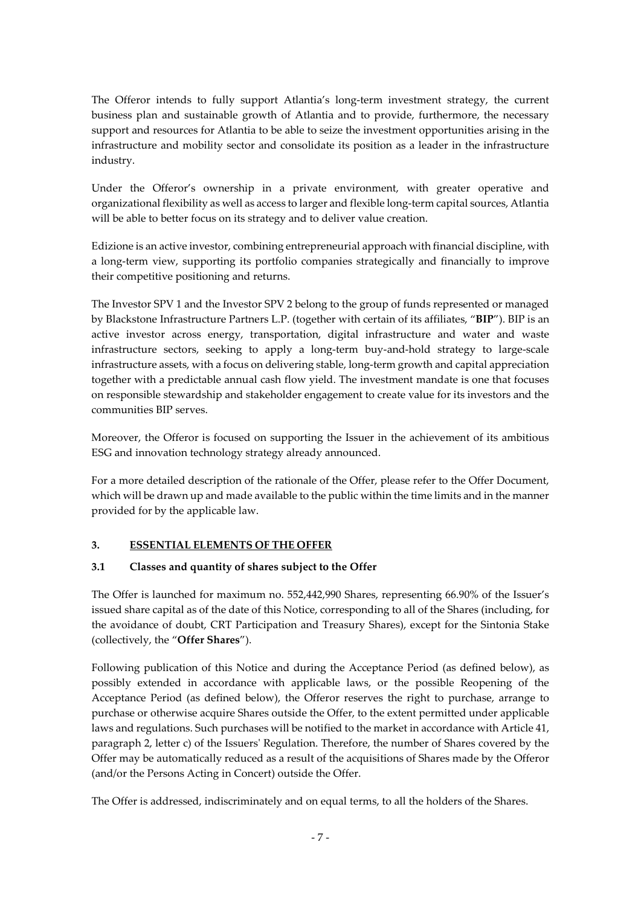The Offeror intends to fully support Atlantia's long-term investment strategy, the current business plan and sustainable growth of Atlantia and to provide, furthermore, the necessary support and resources for Atlantia to be able to seize the investment opportunities arising in the infrastructure and mobility sector and consolidate its position as a leader in the infrastructure industry.

Under the Offeror's ownership in a private environment, with greater operative and organizational flexibility as well as access to larger and flexible long-term capital sources, Atlantia will be able to better focus on its strategy and to deliver value creation.

Edizione is an active investor, combining entrepreneurial approach with financial discipline, with a long-term view, supporting its portfolio companies strategically and financially to improve their competitive positioning and returns.

The Investor SPV 1 and the Investor SPV 2 belong to the group of funds represented or managed by Blackstone Infrastructure Partners L.P. (together with certain of its affiliates, "**BIP**"). BIP is an active investor across energy, transportation, digital infrastructure and water and waste infrastructure sectors, seeking to apply a long-term buy-and-hold strategy to large-scale infrastructure assets, with a focus on delivering stable, long-term growth and capital appreciation together with a predictable annual cash flow yield. The investment mandate is one that focuses on responsible stewardship and stakeholder engagement to create value for its investors and the communities BIP serves.

Moreover, the Offeror is focused on supporting the Issuer in the achievement of its ambitious ESG and innovation technology strategy already announced.

For a more detailed description of the rationale of the Offer, please refer to the Offer Document, which will be drawn up and made available to the public within the time limits and in the manner provided for by the applicable law.

## 3. ESSENTIAL ELEMENTS OF THE OFFER

### 3.1 Classes and quantity of shares subject to the Offer

The Offer is launched for maximum no. 552,442,990 Shares, representing 66.90% of the Issuer's issued share capital as of the date of this Notice, corresponding to all of the Shares (including, for the avoidance of doubt, CRT Participation and Treasury Shares), except for the Sintonia Stake (collectively, the "**Offer Shares**").

Following publication of this Notice and during the Acceptance Period (as defined below), as possibly extended in accordance with applicable laws, or the possible Reopening of the Acceptance Period (as defined below), the Offeror reserves the right to purchase, arrange to purchase or otherwise acquire Shares outside the Offer, to the extent permitted under applicable laws and regulations. Such purchases will be notified to the market in accordance with Article 41, paragraph 2, letter c) of the Issuers' Regulation. Therefore, the number of Shares covered by the Offer may be automatically reduced as a result of the acquisitions of Shares made by the Offeror (and/or the Persons Acting in Concert) outside the Offer.

The Offer is addressed, indiscriminately and on equal terms, to all the holders of the Shares.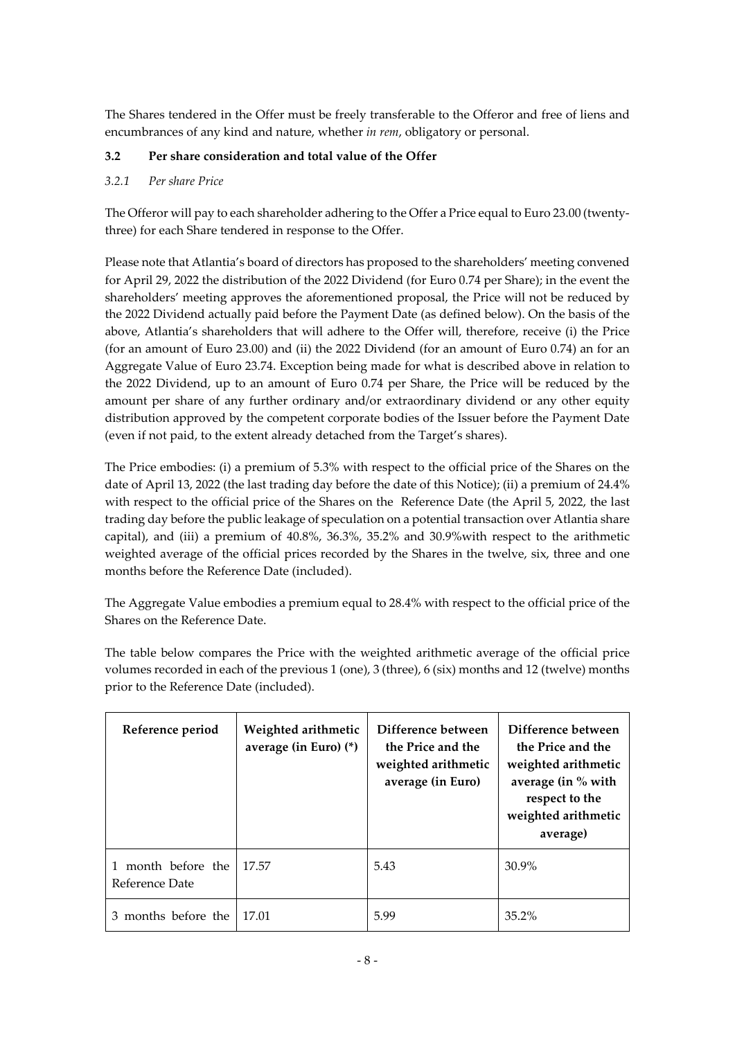The Shares tendered in the Offer must be freely transferable to the Offeror and free of liens and encumbrances of any kind and nature, whether *in rem*, obligatory or personal.

### 3.2 Per share consideration and total value of the Offer

#### *3.2.1 Per share Price*

The Offeror will pay to each shareholder adhering to the Offer a Price equal to Euro 23.00 (twenty-three) for each Share tendered in response to the Offer.

Please note that Atlantia's board of directors has proposed to the shareholders' meeting convened for April 29, 2022 the distribution of the 2022 Dividend (for Euro 0.74 per Share); in the event the shareholders' meeting approves the aforementioned proposal, the Price will not be reduced by the 2022 Dividend actually paid before the Payment Date (as defined below). On the basis of the above, Atlantia's shareholders that will adhere to the Offer will, therefore, receive (i) the Price (for an amount of Euro 23.00) and (ii) the 2022 Dividend (for an amount of Euro 0.74) an for an Aggregate Value of Euro 23.74. Exception being made for what is described above in relation to the 2022 Dividend, up to an amount of Euro 0.74 per Share, the Price will be reduced by the amount per share of any further ordinary and/or extraordinary dividend or any other equity distribution approved by the competent corporate bodies of the Issuer before the Payment Date (even if not paid, to the extent already detached from the Target's shares).

The Price embodies: (i) a premium of 5.3% with respect to the official price of the Shares on the date of April 13, 2022 (the last trading day before the date of this Notice); (ii) a premium of 24.4% with respect to the official price of the Shares on the Reference Date (the April 5, 2022, the last trading day before the public leakage of speculation on a potential transaction over Atlantia share capital), and (iii) a premium of 40.8%, 36.3%, 35.2% and 30.9%with respect to the arithmetic weighted average of the official prices recorded by the Shares in the twelve, six, three and one months before the Reference Date (included).

The Aggregate Value embodies a premium equal to 28.4% with respect to the official price of the Shares on the Reference Date.

The table below compares the Price with the weighted arithmetic average of the official price volumes recorded in each of the previous 1 (one), 3 (three), 6 (six) months and 12 (twelve) months prior to the Reference Date (included).

| Reference period | Weighted arithmetic average (in Euro) (*) | Difference between the Price and the weighted arithmetic average (in Euro) | Difference between the Price and the weighted arithmetic average (in % with respect to the weighted arithmetic average) |
|---|---|---|---|
| 1 month before the Reference Date | 17.57 | 5.43 | 30.9% |
| 3 months before the | 17.01 | 5.99 | 35.2% |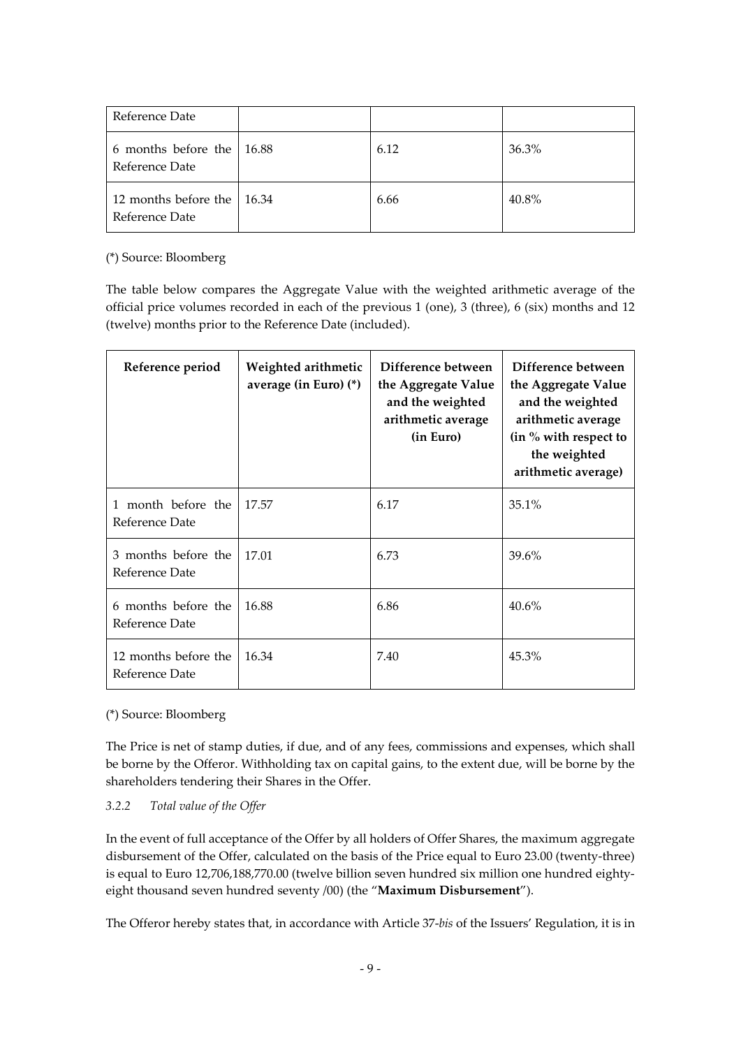| Reference Date | | | |
| --- | --- | --- | --- |
| 6 months before the Reference Date | 16.88 | 6.12 | 36.3% |
| 12 months before the Reference Date | 16.34 | 6.66 | 40.8% |

(*) Source: Bloomberg

The table below compares the Aggregate Value with the weighted arithmetic average of the official price volumes recorded in each of the previous 1 (one), 3 (three), 6 (six) months and 12 (twelve) months prior to the Reference Date (included).

| Reference period | Weighted arithmetic average (in Euro) (*) | Difference between the Aggregate Value and the weighted arithmetic average (in Euro) | Difference between the Aggregate Value and the weighted arithmetic average (in % with respect to the weighted arithmetic average) |
| --- | --- | --- | --- |
| 1 month before the Reference Date | 17.57 | 6.17 | 35.1% |
| 3 months before the Reference Date | 17.01 | 6.73 | 39.6% |
| 6 months before the Reference Date | 16.88 | 6.86 | 40.6% |
| 12 months before the Reference Date | 16.34 | 7.40 | 45.3% |

(*) Source: Bloomberg

The Price is net of stamp duties, if due, and of any fees, commissions and expenses, which shall be borne by the Offeror. Withholding tax on capital gains, to the extent due, will be borne by the shareholders tendering their Shares in the Offer.

### 3.2.2 *Total value of the Offer*

In the event of full acceptance of the Offer by all holders of Offer Shares, the maximum aggregate disbursement of the Offer, calculated on the basis of the Price equal to Euro 23.00 (twenty-three) is equal to Euro 12,706,188,770.00 (twelve billion seven hundred six million one hundred eighty-eight thousand seven hundred seventy /00) (the "**Maximum Disbursement**").

The Offeror hereby states that, in accordance with Article 37-*bis* of the Issuers' Regulation, it is in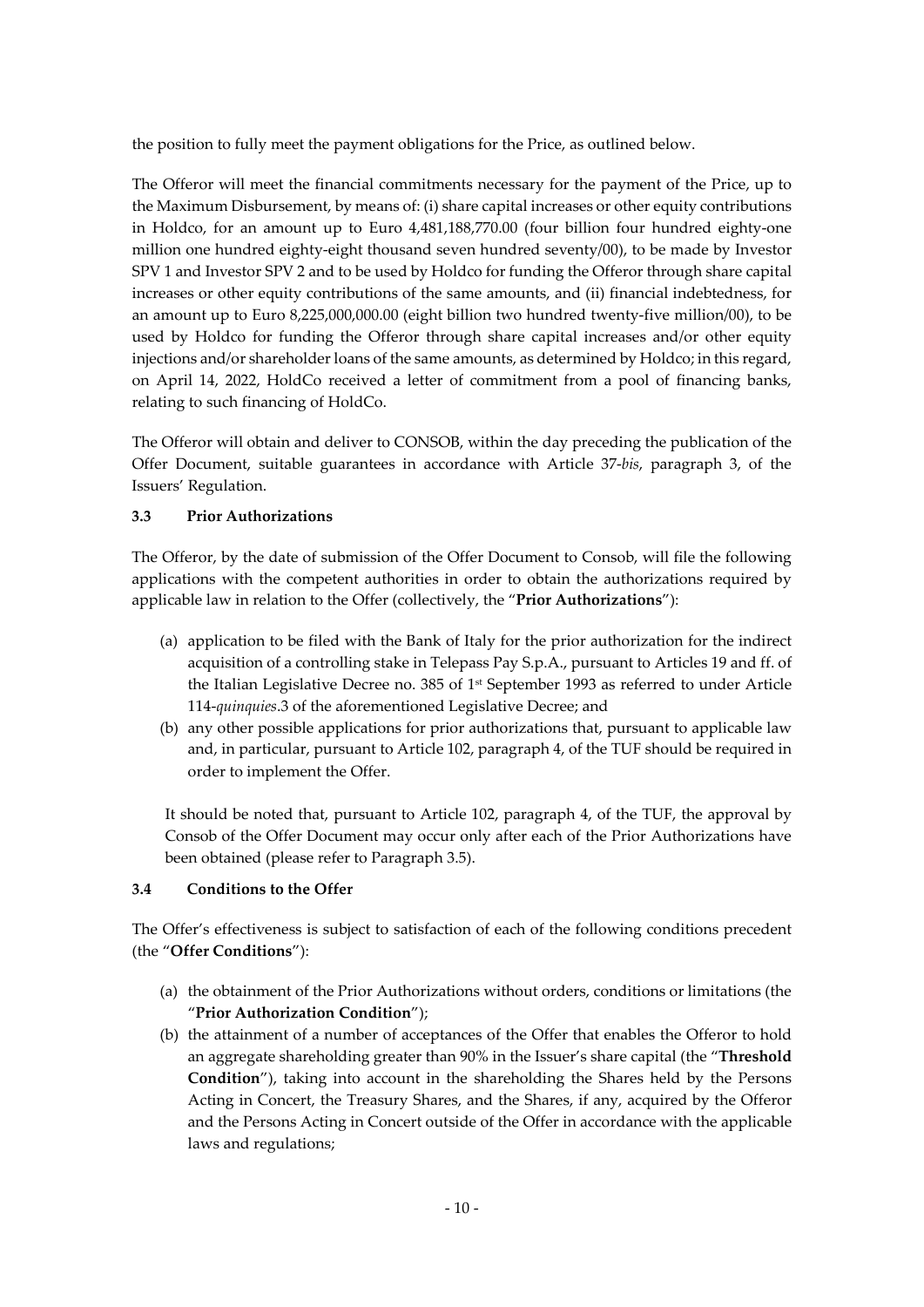the position to fully meet the payment obligations for the Price, as outlined below.

The Offeror will meet the financial commitments necessary for the payment of the Price, up to the Maximum Disbursement, by means of: (i) share capital increases or other equity contributions in Holdco, for an amount up to Euro 4,481,188,770.00 (four billion four hundred eighty-one million one hundred eighty-eight thousand seven hundred seventy/00), to be made by Investor SPV 1 and Investor SPV 2 and to be used by Holdco for funding the Offeror through share capital increases or other equity contributions of the same amounts, and (ii) financial indebtedness, for an amount up to Euro 8,225,000,000.00 (eight billion two hundred twenty-five million/00), to be used by Holdco for funding the Offeror through share capital increases and/or other equity injections and/or shareholder loans of the same amounts, as determined by Holdco; in this regard, on April 14, 2022, HoldCo received a letter of commitment from a pool of financing banks, relating to such financing of HoldCo.

The Offeror will obtain and deliver to CONSOB, within the day preceding the publication of the Offer Document, suitable guarantees in accordance with Article 37-*bis*, paragraph 3, of the Issuers' Regulation.

### 3.3 Prior Authorizations

The Offeror, by the date of submission of the Offer Document to Consob, will file the following applications with the competent authorities in order to obtain the authorizations required by applicable law in relation to the Offer (collectively, the "**Prior Authorizations**"):

(a) application to be filed with the Bank of Italy for the prior authorization for the indirect acquisition of a controlling stake in Telepass Pay S.p.A., pursuant to Articles 19 and ff. of the Italian Legislative Decree no. 385 of 1st September 1993 as referred to under Article 114-*quinquies*.3 of the aforementioned Legislative Decree; and

(b) any other possible applications for prior authorizations that, pursuant to applicable law and, in particular, pursuant to Article 102, paragraph 4, of the TUF should be required in order to implement the Offer.

It should be noted that, pursuant to Article 102, paragraph 4, of the TUF, the approval by Consob of the Offer Document may occur only after each of the Prior Authorizations have been obtained (please refer to Paragraph 3.5).

### 3.4 Conditions to the Offer

The Offer's effectiveness is subject to satisfaction of each of the following conditions precedent (the "**Offer Conditions**"):

(a) the obtainment of the Prior Authorizations without orders, conditions or limitations (the "**Prior Authorization Condition**");

(b) the attainment of a number of acceptances of the Offer that enables the Offeror to hold an aggregate shareholding greater than 90% in the Issuer's share capital (the "**Threshold Condition**"), taking into account in the shareholding the Shares held by the Persons Acting in Concert, the Treasury Shares, and the Shares, if any, acquired by the Offeror and the Persons Acting in Concert outside of the Offer in accordance with the applicable laws and regulations;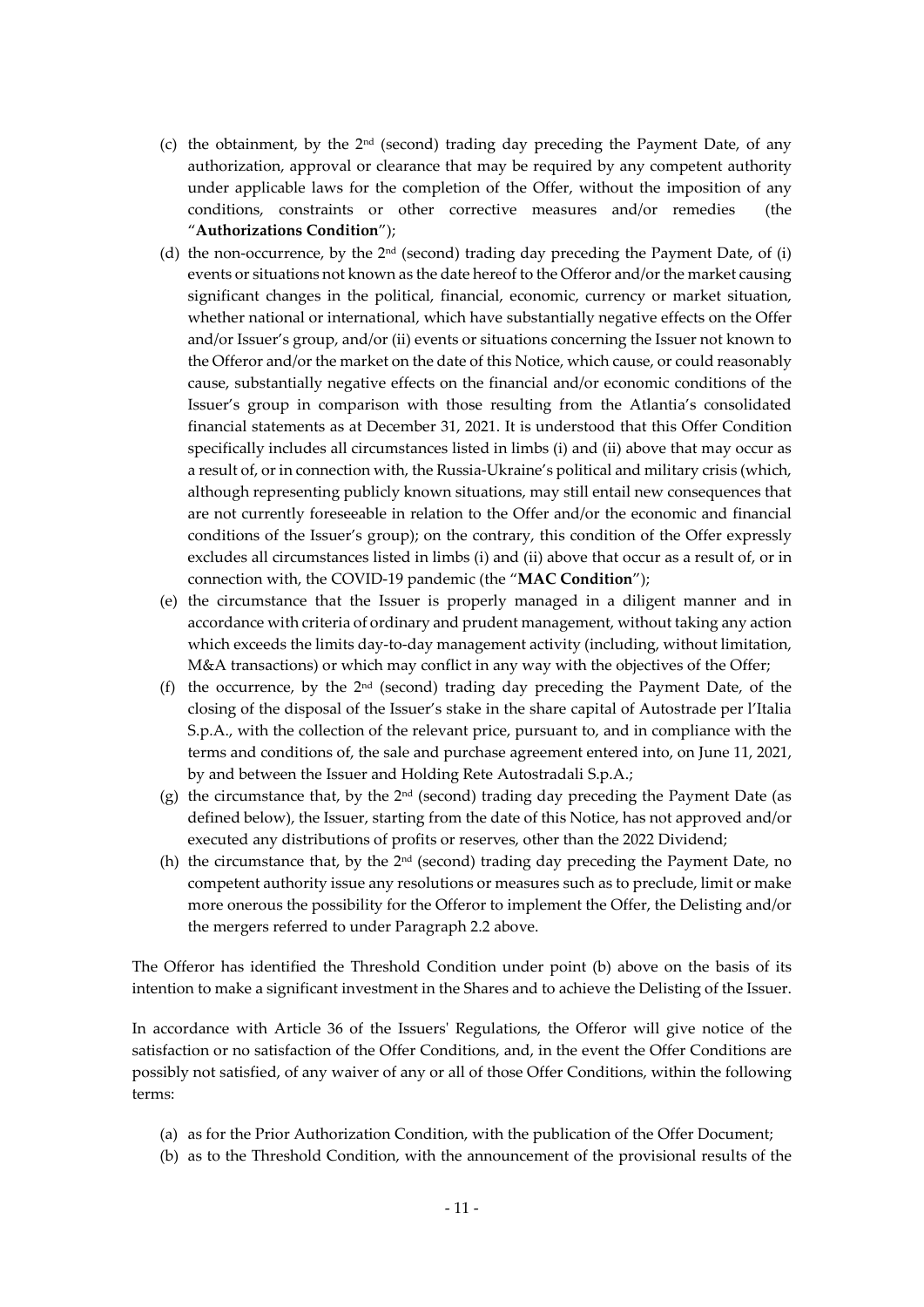(c) the obtainment, by the 2nd (second) trading day preceding the Payment Date, of any authorization, approval or clearance that may be required by any competent authority under applicable laws for the completion of the Offer, without the imposition of any conditions, constraints or other corrective measures and/or remedies (the "**Authorizations Condition**");

(d) the non-occurrence, by the 2nd (second) trading day preceding the Payment Date, of (i) events or situations not known as the date hereof to the Offeror and/or the market causing significant changes in the political, financial, economic, currency or market situation, whether national or international, which have substantially negative effects on the Offer and/or Issuer's group, and/or (ii) events or situations concerning the Issuer not known to the Offeror and/or the market on the date of this Notice, which cause, or could reasonably cause, substantially negative effects on the financial and/or economic conditions of the Issuer's group in comparison with those resulting from the Atlantia's consolidated financial statements as at December 31, 2021. It is understood that this Offer Condition specifically includes all circumstances listed in limbs (i) and (ii) above that may occur as a result of, or in connection with, the Russia-Ukraine's political and military crisis (which, although representing publicly known situations, may still entail new consequences that are not currently foreseeable in relation to the Offer and/or the economic and financial conditions of the Issuer's group); on the contrary, this condition of the Offer expressly excludes all circumstances listed in limbs (i) and (ii) above that occur as a result of, or in connection with, the COVID-19 pandemic (the "**MAC Condition**");

(e) the circumstance that the Issuer is properly managed in a diligent manner and in accordance with criteria of ordinary and prudent management, without taking any action which exceeds the limits day-to-day management activity (including, without limitation, M&A transactions) or which may conflict in any way with the objectives of the Offer;

(f) the occurrence, by the 2nd (second) trading day preceding the Payment Date, of the closing of the disposal of the Issuer's stake in the share capital of Autostrade per l'Italia S.p.A., with the collection of the relevant price, pursuant to, and in compliance with the terms and conditions of, the sale and purchase agreement entered into, on June 11, 2021, by and between the Issuer and Holding Rete Autostradali S.p.A.;

(g) the circumstance that, by the 2nd (second) trading day preceding the Payment Date (as defined below), the Issuer, starting from the date of this Notice, has not approved and/or executed any distributions of profits or reserves, other than the 2022 Dividend;

(h) the circumstance that, by the 2nd (second) trading day preceding the Payment Date, no competent authority issue any resolutions or measures such as to preclude, limit or make more onerous the possibility for the Offeror to implement the Offer, the Delisting and/or the mergers referred to under Paragraph 2.2 above.

The Offeror has identified the Threshold Condition under point (b) above on the basis of its intention to make a significant investment in the Shares and to achieve the Delisting of the Issuer.

In accordance with Article 36 of the Issuers' Regulations, the Offeror will give notice of the satisfaction or no satisfaction of the Offer Conditions, and, in the event the Offer Conditions are possibly not satisfied, of any waiver of any or all of those Offer Conditions, within the following terms:

(a) as for the Prior Authorization Condition, with the publication of the Offer Document;

(b) as to the Threshold Condition, with the announcement of the provisional results of the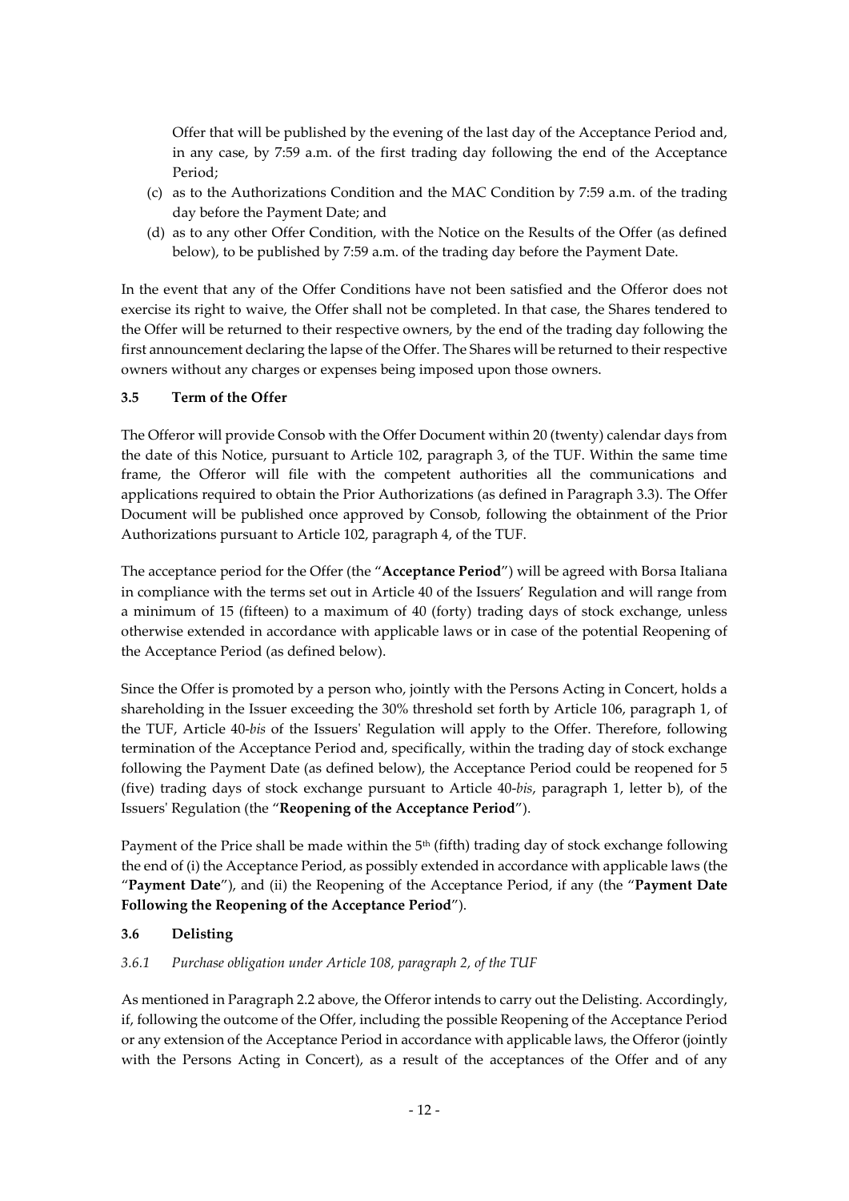Offer that will be published by the evening of the last day of the Acceptance Period and, in any case, by 7:59 a.m. of the first trading day following the end of the Acceptance Period;

(c) as to the Authorizations Condition and the MAC Condition by 7:59 a.m. of the trading day before the Payment Date; and

(d) as to any other Offer Condition, with the Notice on the Results of the Offer (as defined below), to be published by 7:59 a.m. of the trading day before the Payment Date.

In the event that any of the Offer Conditions have not been satisfied and the Offeror does not exercise its right to waive, the Offer shall not be completed. In that case, the Shares tendered to the Offer will be returned to their respective owners, by the end of the trading day following the first announcement declaring the lapse of the Offer. The Shares will be returned to their respective owners without any charges or expenses being imposed upon those owners.

### 3.5 Term of the Offer

The Offeror will provide Consob with the Offer Document within 20 (twenty) calendar days from the date of this Notice, pursuant to Article 102, paragraph 3, of the TUF. Within the same time frame, the Offeror will file with the competent authorities all the communications and applications required to obtain the Prior Authorizations (as defined in Paragraph 3.3). The Offer Document will be published once approved by Consob, following the obtainment of the Prior Authorizations pursuant to Article 102, paragraph 4, of the TUF.

The acceptance period for the Offer (the "**Acceptance Period**") will be agreed with Borsa Italiana in compliance with the terms set out in Article 40 of the Issuers' Regulation and will range from a minimum of 15 (fifteen) to a maximum of 40 (forty) trading days of stock exchange, unless otherwise extended in accordance with applicable laws or in case of the potential Reopening of the Acceptance Period (as defined below).

Since the Offer is promoted by a person who, jointly with the Persons Acting in Concert, holds a shareholding in the Issuer exceeding the 30% threshold set forth by Article 106, paragraph 1, of the TUF, Article 40-*bis* of the Issuers' Regulation will apply to the Offer. Therefore, following termination of the Acceptance Period and, specifically, within the trading day of stock exchange following the Payment Date (as defined below), the Acceptance Period could be reopened for 5 (five) trading days of stock exchange pursuant to Article 40-*bis*, paragraph 1, letter b), of the Issuers' Regulation (the "**Reopening of the Acceptance Period**").

Payment of the Price shall be made within the 5th (fifth) trading day of stock exchange following the end of (i) the Acceptance Period, as possibly extended in accordance with applicable laws (the "**Payment Date**"), and (ii) the Reopening of the Acceptance Period, if any (the "**Payment Date Following the Reopening of the Acceptance Period**").

### 3.6 Delisting

#### *3.6.1 Purchase obligation under Article 108, paragraph 2, of the TUF*

As mentioned in Paragraph 2.2 above, the Offeror intends to carry out the Delisting. Accordingly, if, following the outcome of the Offer, including the possible Reopening of the Acceptance Period or any extension of the Acceptance Period in accordance with applicable laws, the Offeror (jointly with the Persons Acting in Concert), as a result of the acceptances of the Offer and of any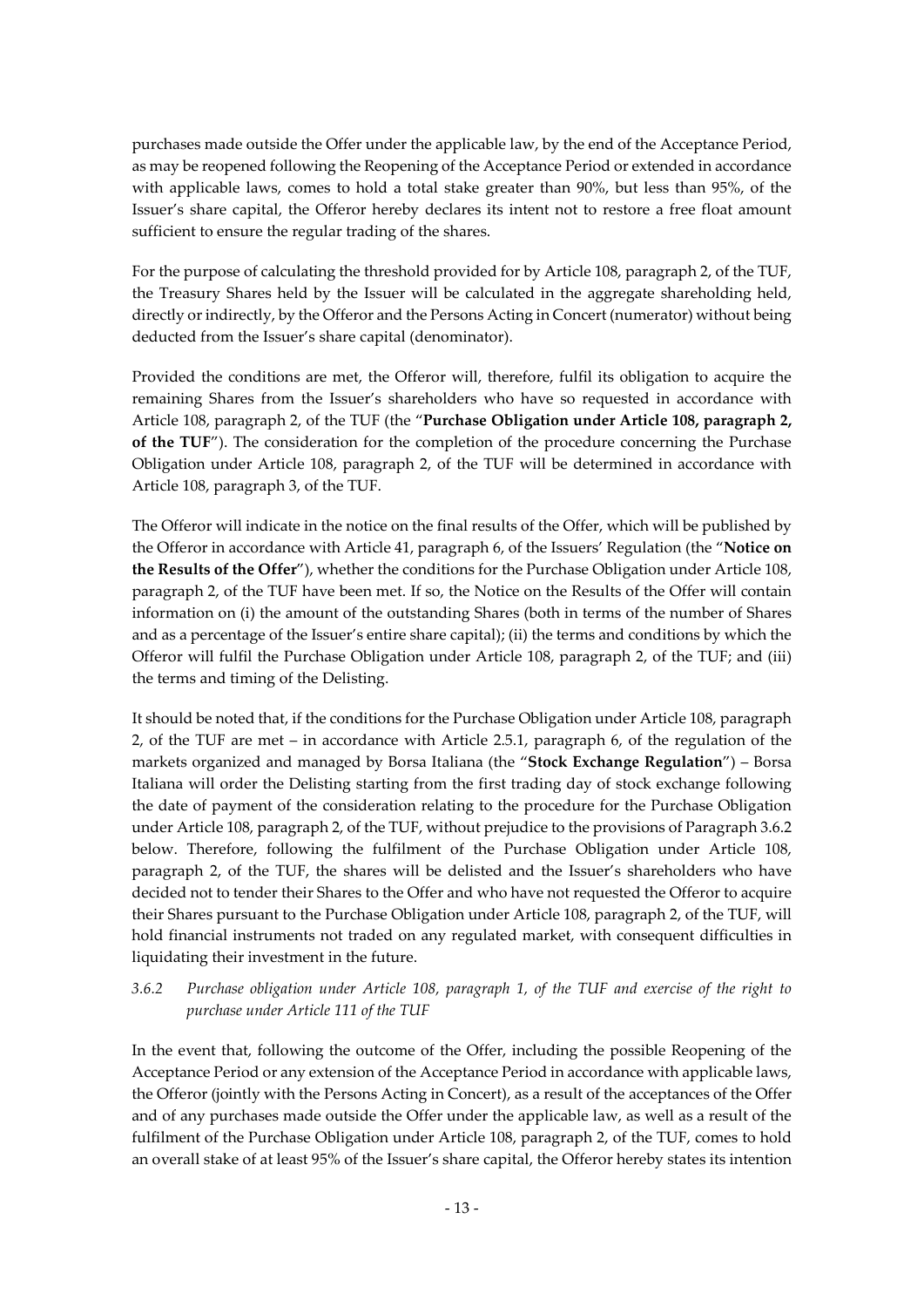purchases made outside the Offer under the applicable law, by the end of the Acceptance Period, as may be reopened following the Reopening of the Acceptance Period or extended in accordance with applicable laws, comes to hold a total stake greater than 90%, but less than 95%, of the Issuer's share capital, the Offeror hereby declares its intent not to restore a free float amount sufficient to ensure the regular trading of the shares.

For the purpose of calculating the threshold provided for by Article 108, paragraph 2, of the TUF, the Treasury Shares held by the Issuer will be calculated in the aggregate shareholding held, directly or indirectly, by the Offeror and the Persons Acting in Concert (numerator) without being deducted from the Issuer's share capital (denominator).

Provided the conditions are met, the Offeror will, therefore, fulfil its obligation to acquire the remaining Shares from the Issuer's shareholders who have so requested in accordance with Article 108, paragraph 2, of the TUF (the "**Purchase Obligation under Article 108, paragraph 2, of the TUF**"). The consideration for the completion of the procedure concerning the Purchase Obligation under Article 108, paragraph 2, of the TUF will be determined in accordance with Article 108, paragraph 3, of the TUF.

The Offeror will indicate in the notice on the final results of the Offer, which will be published by the Offeror in accordance with Article 41, paragraph 6, of the Issuers' Regulation (the "**Notice on the Results of the Offer**"), whether the conditions for the Purchase Obligation under Article 108, paragraph 2, of the TUF have been met. If so, the Notice on the Results of the Offer will contain information on (i) the amount of the outstanding Shares (both in terms of the number of Shares and as a percentage of the Issuer's entire share capital); (ii) the terms and conditions by which the Offeror will fulfil the Purchase Obligation under Article 108, paragraph 2, of the TUF; and (iii) the terms and timing of the Delisting.

It should be noted that, if the conditions for the Purchase Obligation under Article 108, paragraph 2, of the TUF are met – in accordance with Article 2.5.1, paragraph 6, of the regulation of the markets organized and managed by Borsa Italiana (the "**Stock Exchange Regulation**") – Borsa Italiana will order the Delisting starting from the first trading day of stock exchange following the date of payment of the consideration relating to the procedure for the Purchase Obligation under Article 108, paragraph 2, of the TUF, without prejudice to the provisions of Paragraph 3.6.2 below. Therefore, following the fulfilment of the Purchase Obligation under Article 108, paragraph 2, of the TUF, the shares will be delisted and the Issuer's shareholders who have decided not to tender their Shares to the Offer and who have not requested the Offeror to acquire their Shares pursuant to the Purchase Obligation under Article 108, paragraph 2, of the TUF, will hold financial instruments not traded on any regulated market, with consequent difficulties in liquidating their investment in the future.

### *3.6.2 Purchase obligation under Article 108, paragraph 1, of the TUF and exercise of the right to purchase under Article 111 of the TUF*

In the event that, following the outcome of the Offer, including the possible Reopening of the Acceptance Period or any extension of the Acceptance Period in accordance with applicable laws, the Offeror (jointly with the Persons Acting in Concert), as a result of the acceptances of the Offer and of any purchases made outside the Offer under the applicable law, as well as a result of the fulfilment of the Purchase Obligation under Article 108, paragraph 2, of the TUF, comes to hold an overall stake of at least 95% of the Issuer's share capital, the Offeror hereby states its intention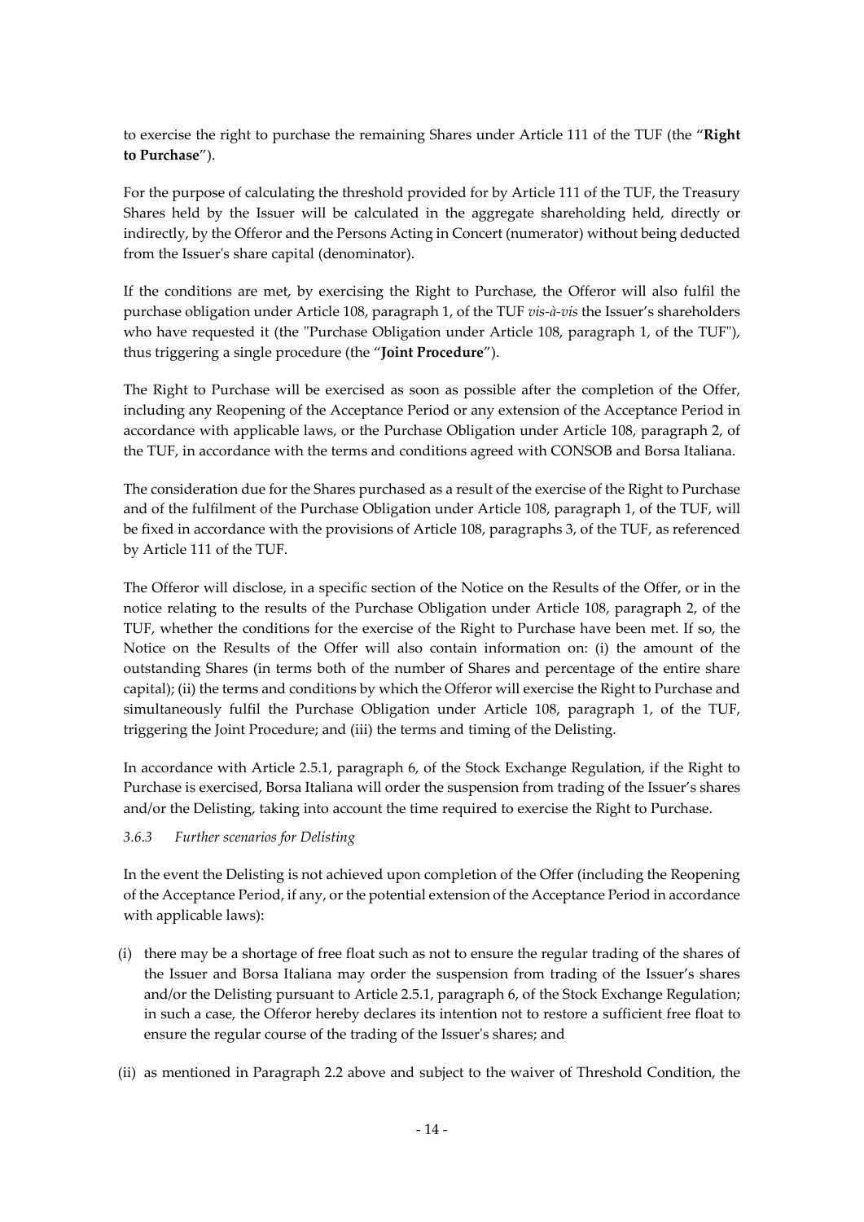to exercise the right to purchase the remaining Shares under Article 111 of the TUF (the "**Right to Purchase**").

For the purpose of calculating the threshold provided for by Article 111 of the TUF, the Treasury Shares held by the Issuer will be calculated in the aggregate shareholding held, directly or indirectly, by the Offeror and the Persons Acting in Concert (numerator) without being deducted from the Issuer's share capital (denominator).

If the conditions are met, by exercising the Right to Purchase, the Offeror will also fulfil the purchase obligation under Article 108, paragraph 1, of the TUF *vis-à-vis* the Issuer's shareholders who have requested it (the "Purchase Obligation under Article 108, paragraph 1, of the TUF"), thus triggering a single procedure (the "**Joint Procedure**").

The Right to Purchase will be exercised as soon as possible after the completion of the Offer, including any Reopening of the Acceptance Period or any extension of the Acceptance Period in accordance with applicable laws, or the Purchase Obligation under Article 108, paragraph 2, of the TUF, in accordance with the terms and conditions agreed with CONSOB and Borsa Italiana.

The consideration due for the Shares purchased as a result of the exercise of the Right to Purchase and of the fulfilment of the Purchase Obligation under Article 108, paragraph 1, of the TUF, will be fixed in accordance with the provisions of Article 108, paragraphs 3, of the TUF, as referenced by Article 111 of the TUF.

The Offeror will disclose, in a specific section of the Notice on the Results of the Offer, or in the notice relating to the results of the Purchase Obligation under Article 108, paragraph 2, of the TUF, whether the conditions for the exercise of the Right to Purchase have been met. If so, the Notice on the Results of the Offer will also contain information on: (i) the amount of the outstanding Shares (in terms both of the number of Shares and percentage of the entire share capital); (ii) the terms and conditions by which the Offeror will exercise the Right to Purchase and simultaneously fulfil the Purchase Obligation under Article 108, paragraph 1, of the TUF, triggering the Joint Procedure; and (iii) the terms and timing of the Delisting.

In accordance with Article 2.5.1, paragraph 6, of the Stock Exchange Regulation, if the Right to Purchase is exercised, Borsa Italiana will order the suspension from trading of the Issuer's shares and/or the Delisting, taking into account the time required to exercise the Right to Purchase.

### *3.6.3 Further scenarios for Delisting*

In the event the Delisting is not achieved upon completion of the Offer (including the Reopening of the Acceptance Period, if any, or the potential extension of the Acceptance Period in accordance with applicable laws):

(i) there may be a shortage of free float such as not to ensure the regular trading of the shares of the Issuer and Borsa Italiana may order the suspension from trading of the Issuer's shares and/or the Delisting pursuant to Article 2.5.1, paragraph 6, of the Stock Exchange Regulation; in such a case, the Offeror hereby declares its intention not to restore a sufficient free float to ensure the regular course of the trading of the Issuer's shares; and

(ii) as mentioned in Paragraph 2.2 above and subject to the waiver of Threshold Condition, the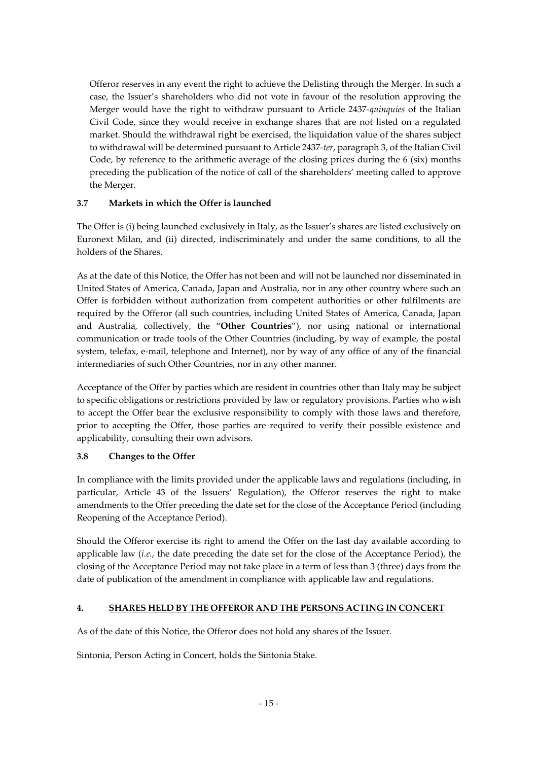Offeror reserves in any event the right to achieve the Delisting through the Merger. In such a case, the Issuer's shareholders who did not vote in favour of the resolution approving the Merger would have the right to withdraw pursuant to Article 2437-*quinquies* of the Italian Civil Code, since they would receive in exchange shares that are not listed on a regulated market. Should the withdrawal right be exercised, the liquidation value of the shares subject to withdrawal will be determined pursuant to Article 2437-*ter*, paragraph 3, of the Italian Civil Code, by reference to the arithmetic average of the closing prices during the 6 (six) months preceding the publication of the notice of call of the shareholders' meeting called to approve the Merger.

### 3.7 Markets in which the Offer is launched

The Offer is (i) being launched exclusively in Italy, as the Issuer's shares are listed exclusively on Euronext Milan, and (ii) directed, indiscriminately and under the same conditions, to all the holders of the Shares.

As at the date of this Notice, the Offer has not been and will not be launched nor disseminated in United States of America, Canada, Japan and Australia, nor in any other country where such an Offer is forbidden without authorization from competent authorities or other fulfilments are required by the Offeror (all such countries, including United States of America, Canada, Japan and Australia, collectively, the "**Other Countries**"), nor using national or international communication or trade tools of the Other Countries (including, by way of example, the postal system, telefax, e-mail, telephone and Internet), nor by way of any office of any of the financial intermediaries of such Other Countries, nor in any other manner.

Acceptance of the Offer by parties which are resident in countries other than Italy may be subject to specific obligations or restrictions provided by law or regulatory provisions. Parties who wish to accept the Offer bear the exclusive responsibility to comply with those laws and therefore, prior to accepting the Offer, those parties are required to verify their possible existence and applicability, consulting their own advisors.

### 3.8 Changes to the Offer

In compliance with the limits provided under the applicable laws and regulations (including, in particular, Article 43 of the Issuers' Regulation), the Offeror reserves the right to make amendments to the Offer preceding the date set for the close of the Acceptance Period (including Reopening of the Acceptance Period).

Should the Offeror exercise its right to amend the Offer on the last day available according to applicable law (*i.e.*, the date preceding the date set for the close of the Acceptance Period), the closing of the Acceptance Period may not take place in a term of less than 3 (three) days from the date of publication of the amendment in compliance with applicable law and regulations.

## 4. SHARES HELD BY THE OFFEROR AND THE PERSONS ACTING IN CONCERT

As of the date of this Notice, the Offeror does not hold any shares of the Issuer.

Sintonia, Person Acting in Concert, holds the Sintonia Stake.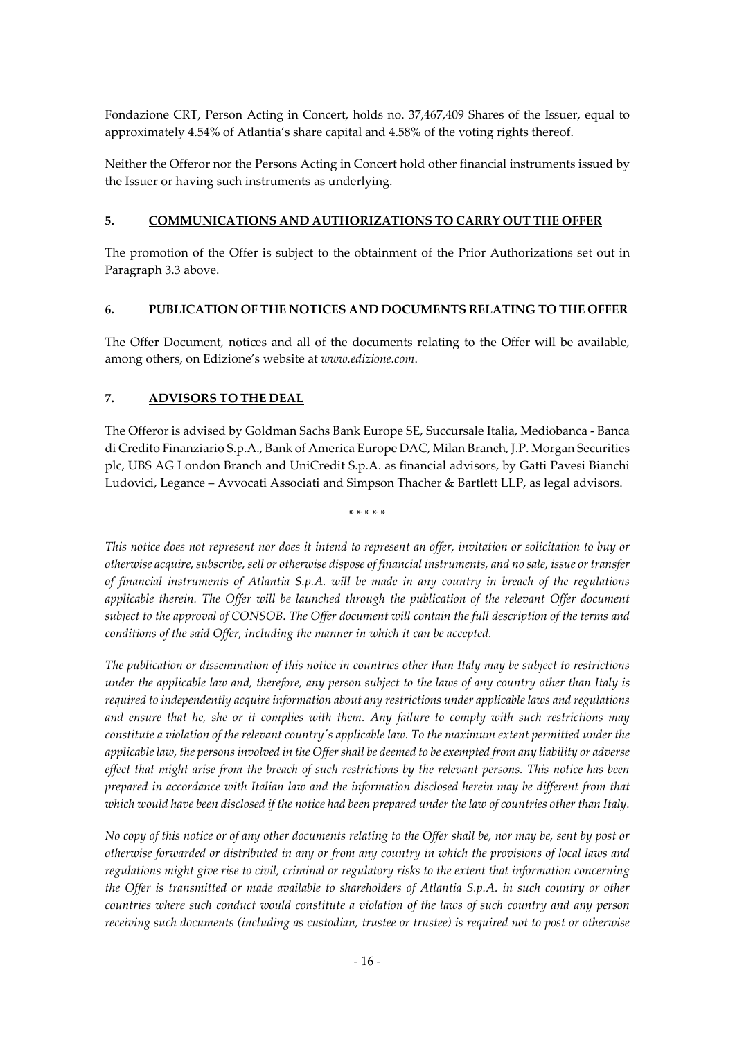Fondazione CRT, Person Acting in Concert, holds no. 37,467,409 Shares of the Issuer, equal to approximately 4.54% of Atlantia's share capital and 4.58% of the voting rights thereof.

Neither the Offeror nor the Persons Acting in Concert hold other financial instruments issued by the Issuer or having such instruments as underlying.

## 5. COMMUNICATIONS AND AUTHORIZATIONS TO CARRY OUT THE OFFER

The promotion of the Offer is subject to the obtainment of the Prior Authorizations set out in Paragraph 3.3 above.

## 6. PUBLICATION OF THE NOTICES AND DOCUMENTS RELATING TO THE OFFER

The Offer Document, notices and all of the documents relating to the Offer will be available, among others, on Edizione's website at *www.edizione.com*.

## 7. ADVISORS TO THE DEAL

The Offeror is advised by Goldman Sachs Bank Europe SE, Succursale Italia, Mediobanca - Banca di Credito Finanziario S.p.A., Bank of America Europe DAC, Milan Branch, J.P. Morgan Securities plc, UBS AG London Branch and UniCredit S.p.A. as financial advisors, by Gatti Pavesi Bianchi Ludovici, Legance – Avvocati Associati and Simpson Thacher & Bartlett LLP, as legal advisors.

\* \* \* \* \*

*This notice does not represent nor does it intend to represent an offer, invitation or solicitation to buy or otherwise acquire, subscribe, sell or otherwise dispose of financial instruments, and no sale, issue or transfer of financial instruments of Atlantia S.p.A. will be made in any country in breach of the regulations applicable therein. The Offer will be launched through the publication of the relevant Offer document subject to the approval of CONSOB. The Offer document will contain the full description of the terms and conditions of the said Offer, including the manner in which it can be accepted.*

*The publication or dissemination of this notice in countries other than Italy may be subject to restrictions under the applicable law and, therefore, any person subject to the laws of any country other than Italy is required to independently acquire information about any restrictions under applicable laws and regulations and ensure that he, she or it complies with them. Any failure to comply with such restrictions may constitute a violation of the relevant country's applicable law. To the maximum extent permitted under the applicable law, the persons involved in the Offer shall be deemed to be exempted from any liability or adverse effect that might arise from the breach of such restrictions by the relevant persons. This notice has been prepared in accordance with Italian law and the information disclosed herein may be different from that which would have been disclosed if the notice had been prepared under the law of countries other than Italy.*

*No copy of this notice or of any other documents relating to the Offer shall be, nor may be, sent by post or otherwise forwarded or distributed in any or from any country in which the provisions of local laws and regulations might give rise to civil, criminal or regulatory risks to the extent that information concerning the Offer is transmitted or made available to shareholders of Atlantia S.p.A. in such country or other countries where such conduct would constitute a violation of the laws of such country and any person receiving such documents (including as custodian, trustee or trustee) is required not to post or otherwise*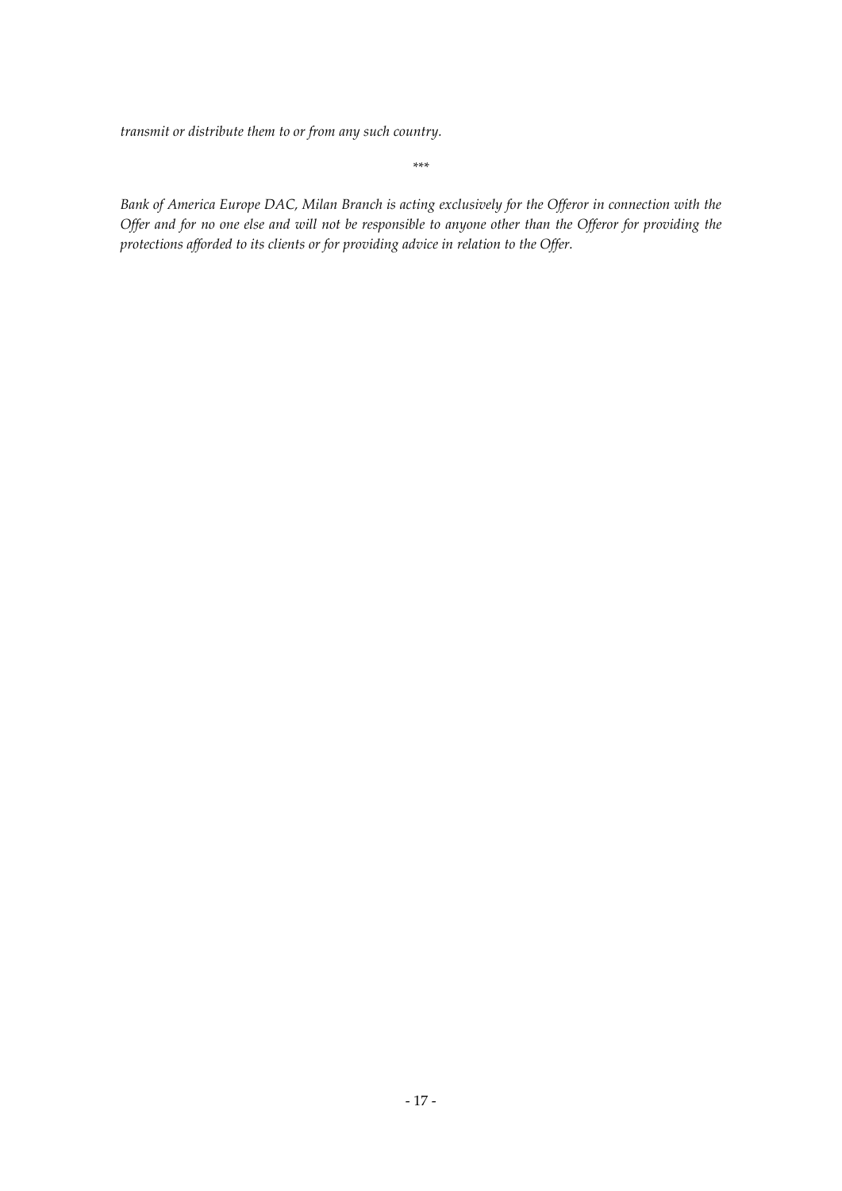*transmit or distribute them to or from any such country.*

\*\*\*

*Bank of America Europe DAC, Milan Branch is acting exclusively for the Offeror in connection with the Offer and for no one else and will not be responsible to anyone other than the Offeror for providing the protections afforded to its clients or for providing advice in relation to the Offer.*